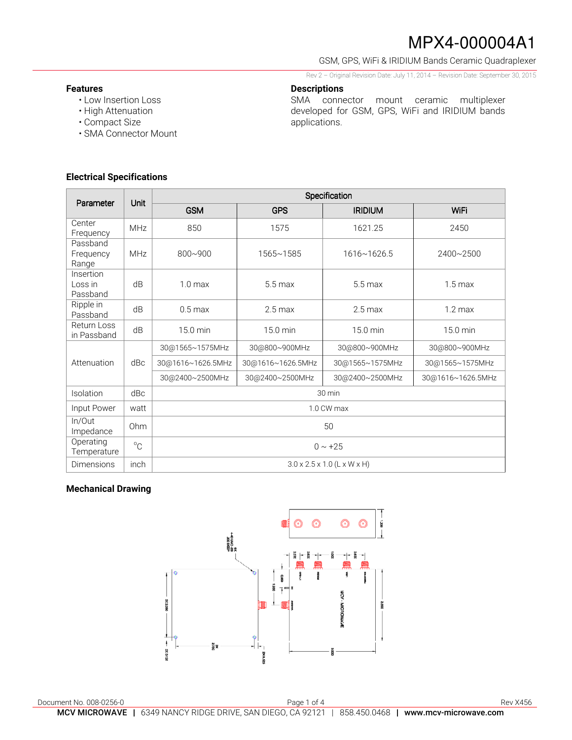# MPX4-000004A1

GSM, GPS, WiFi & IRIDIUM Bands Ceramic Quadraplexer

Rev 2 – Original Revision Date: July 11, 2014 – Revision Date: September 30, 2015

## Features

- Low Insertion Loss
- High Attenuation
- Compact Size
- SMA Connector Mount

## Descriptions

SMA connector mount ceramic multiplexer developed for GSM, GPS, WiFi and IRIDIUM bands applications.

## Electrical Specifications

| Parameter | Unit | Specification | | | |
|---|---|---|---|---|---|
| | | GSM | GPS | IRIDIUM | WiFi |
| Center Frequency | MHz | 850 | 1575 | 1621.25 | 2450 |
| Passband Frequency Range | MHz | 800~900 | 1565~1585 | 1616~1626.5 | 2400~2500 |
| Insertion Loss in Passband | dB | 1.0 max | 5.5 max | 5.5 max | 1.5 max |
| Ripple in Passband | dB | 0.5 max | 2.5 max | 2.5 max | 1.2 max |
| Return Loss in Passband | dB | 15.0 min | 15.0 min | 15.0 min | 15.0 min |
| Attenuation | dBc | 30@1565~1575MHz | 30@800~900MHz | 30@800~900MHz | 30@800~900MHz |
| | | 30@1616~1626.5MHz | 30@1616~1626.5MHz | 30@1565~1575MHz | 30@1565~1575MHz |
| | | 30@2400~2500MHz | 30@2400~2500MHz | 30@2400~2500MHz | 30@1616~1626.5MHz |
| Isolation | dBc | 30 min | | | |
| Input Power | watt | 1.0 CW max | | | |
| In/Out Impedance | Ohm | 50 | | | |
| Operating Temperature | °C | 0 ~ +25 | | | |
| Dimensions | inch | 3.0 x 2.5 x 1.0 (L x W x H) | | | |

## Mechanical Drawing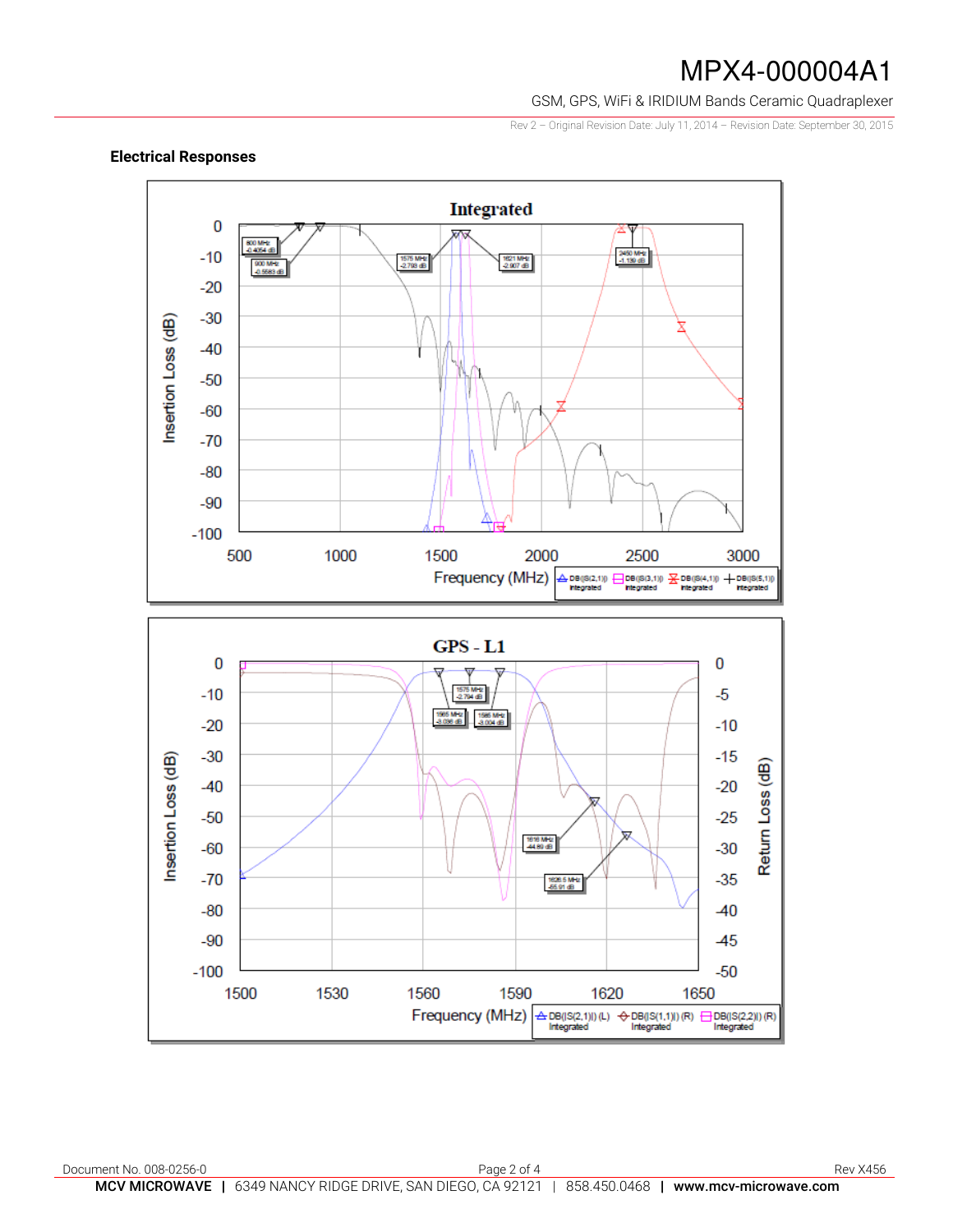## Electrical Responses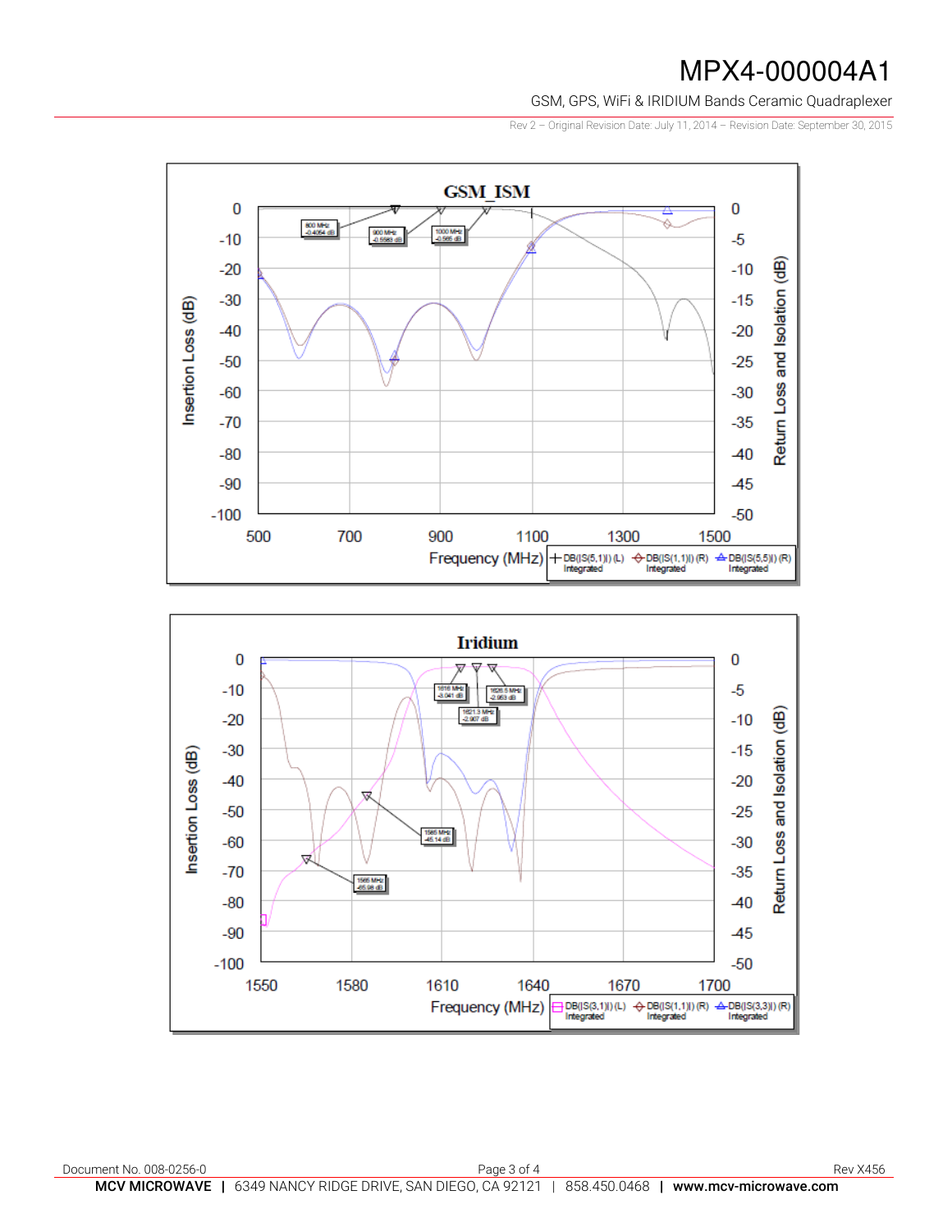### GSM_ISM

Insertion Loss (dB) / Return Loss and Isolation (dB) vs Frequency (MHz)

Markers: 800 MHz -0.4054 dB; 900 MHz -0.5583 dB; 1000 MHz -0.566 dB

Legend: DB(|S(5,1)|) (L) Integrated; DB(|S(1,1)|) (R) Integrated; DB(|S(5,5)|) (R) Integrated

### Iridium

Insertion Loss (dB) / Return Loss and Isolation (dB) vs Frequency (MHz)

Markers: 1616 MHz -3.041 dB; 1621.3 MHz -2.907 dB; 1626.5 MHz -2.953 dB; 1585 MHz -45.14 dB; 1565 MHz -65.98 dB

Legend: DB(|S(3,1)|) (L) Integrated; DB(|S(1,1)|) (R) Integrated; DB(|S(3,3)|) (R) Integrated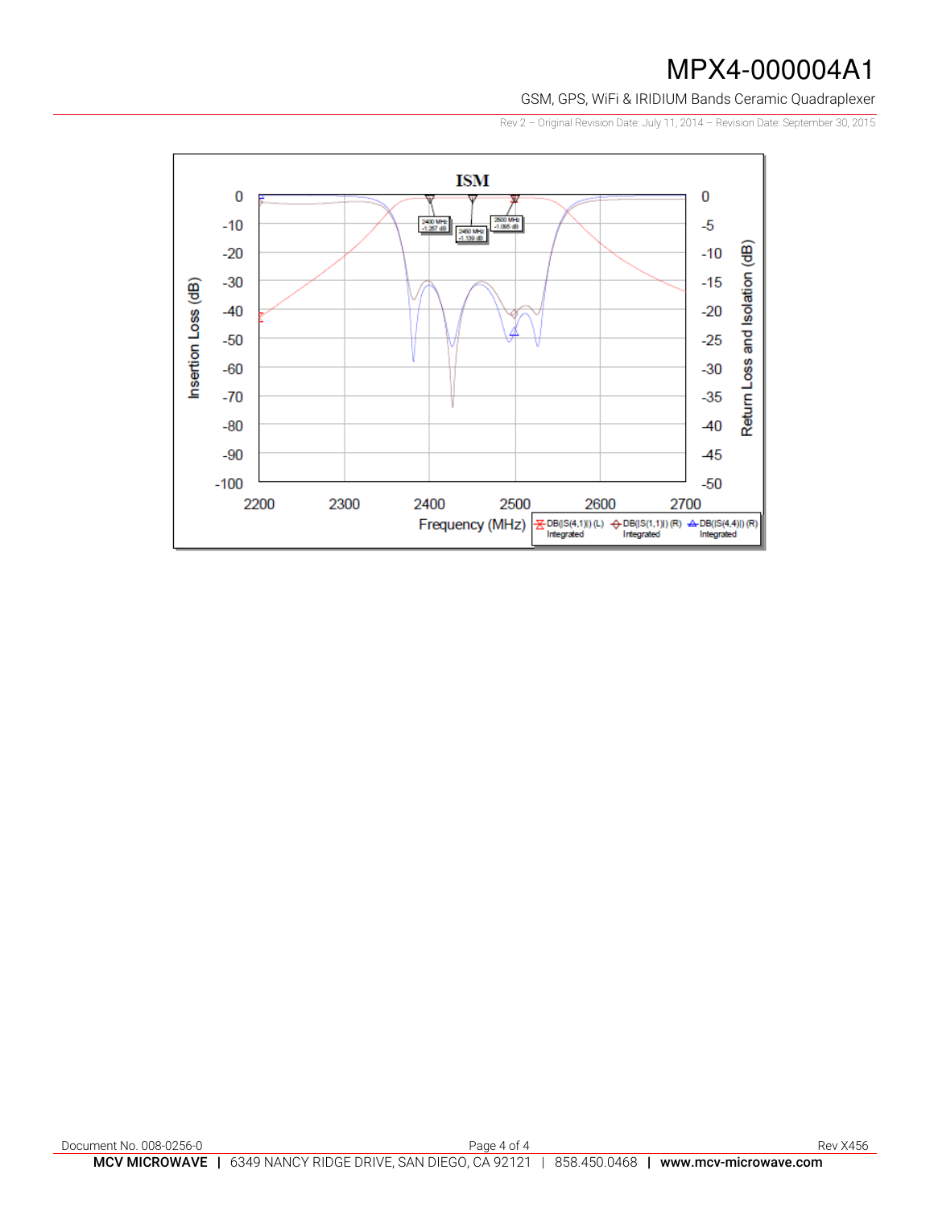ISM

Insertion Loss (dB)

0
-10
-20
-30
-40
-50
-60
-70
-80
-90
-100

Return Loss and Isolation (dB)

0
-5
-10
-15
-20
-25
-30
-35
-40
-45
-50

2200
2300
2400
2500
2600
2700

Frequency (MHz)

2400 MHz
-1.257 dB

2450 MHz
-1.139 dB

2500 MHz
-1.095 dB

DB(|S(4,1)|) (L)
Integrated

DB(|S(1,1)|) (R)
Integrated

DB(|S(4,4)|) (R)
Integrated

Document No. 008-0256-0

Rev X456